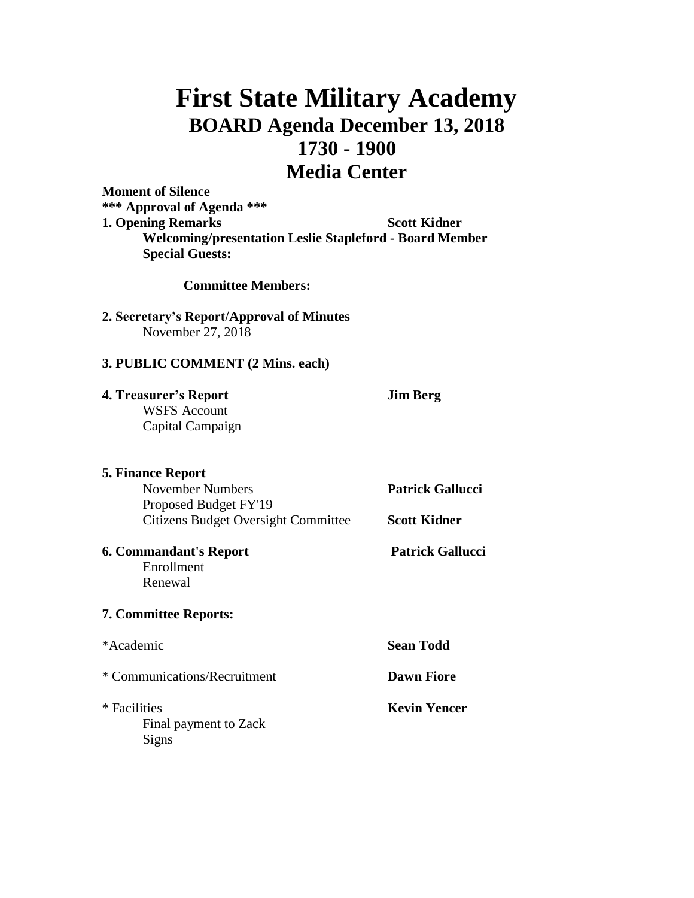# First State Military Academy

## BOARD Agenda December 13, 2018

## 1730 - 1900

## Media Center

**Moment of Silence**

**\*\*\* Approval of Agenda \*\*\***

**1. Opening Remarks** **Scott Kidner**

**Welcoming/presentation Leslie Stapleford - Board Member**

**Special Guests:**

**Committee Members:**

**2. Secretary's Report/Approval of Minutes**

November 27, 2018

**3. PUBLIC COMMENT (2 Mins. each)**

**4. Treasurer's Report** **Jim Berg**

WSFS Account

Capital Campaign

**5. Finance Report**

November Numbers **Patrick Gallucci**

Proposed Budget FY'19

Citizens Budget Oversight Committee **Scott Kidner**

**6. Commandant's Report** **Patrick Gallucci**

Enrollment

Renewal

**7. Committee Reports:**

*Academic **Sean Todd**

* Communications/Recruitment **Dawn Fiore**

* Facilities **Kevin Yencer**

Final payment to Zack

Signs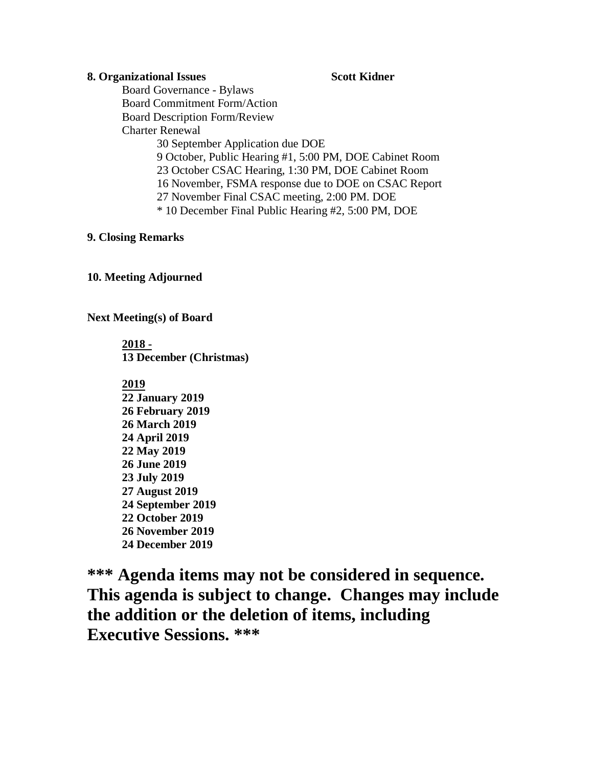**8. Organizational Issues** **Scott Kidner**

- Board Governance - Bylaws
- Board Commitment Form/Action
- Board Description Form/Review
- Charter Renewal
  - 30 September Application due DOE
  - 9 October, Public Hearing #1, 5:00 PM, DOE Cabinet Room
  - 23 October CSAC Hearing, 1:30 PM, DOE Cabinet Room
  - 16 November, FSMA response due to DOE on CSAC Report
  - 27 November Final CSAC meeting, 2:00 PM. DOE
  - * 10 December Final Public Hearing #2, 5:00 PM, DOE

**9. Closing Remarks**

**10. Meeting Adjourned**

**Next Meeting(s) of Board**

**2018 -**
**13 December (Christmas)**

**2019**
**22 January 2019**
**26 February 2019**
**26 March 2019**
**24 April 2019**
**22 May 2019**
**26 June 2019**
**23 July 2019**
**27 August 2019**
**24 September 2019**
**22 October 2019**
**26 November 2019**
**24 December 2019**

**\*\*\* Agenda items may not be considered in sequence. This agenda is subject to change. Changes may include the addition or the deletion of items, including Executive Sessions. \*\*\***